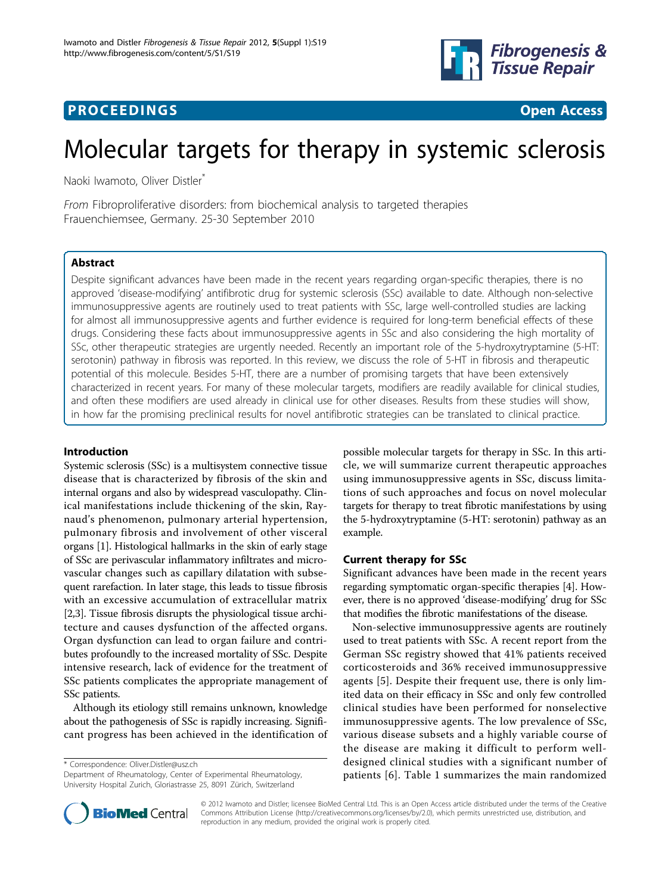**PROCEEDINGS** **Open Access**

# Molecular targets for therapy in systemic sclerosis

Naoki Iwamoto, Oliver Distler*

*From* Fibroproliferative disorders: from biochemical analysis to targeted therapies
Frauenchiemsee, Germany. 25-30 September 2010

## Abstract

Despite significant advances have been made in the recent years regarding organ-specific therapies, there is no approved 'disease-modifying' antifibrotic drug for systemic sclerosis (SSc) available to date. Although non-selective immunosuppressive agents are routinely used to treat patients with SSc, large well-controlled studies are lacking for almost all immunosuppressive agents and further evidence is required for long-term beneficial effects of these drugs. Considering these facts about immunosuppressive agents in SSc and also considering the high mortality of SSc, other therapeutic strategies are urgently needed. Recently an important role of the 5-hydroxytryptamine (5-HT: serotonin) pathway in fibrosis was reported. In this review, we discuss the role of 5-HT in fibrosis and therapeutic potential of this molecule. Besides 5-HT, there are a number of promising targets that have been extensively characterized in recent years. For many of these molecular targets, modifiers are readily available for clinical studies, and often these modifiers are used already in clinical use for other diseases. Results from these studies will show, in how far the promising preclinical results for novel antifibrotic strategies can be translated to clinical practice.

## Introduction

Systemic sclerosis (SSc) is a multisystem connective tissue disease that is characterized by fibrosis of the skin and internal organs and also by widespread vasculopathy. Clinical manifestations include thickening of the skin, Raynaud's phenomenon, pulmonary arterial hypertension, pulmonary fibrosis and involvement of other visceral organs [1]. Histological hallmarks in the skin of early stage of SSc are perivascular inflammatory infiltrates and microvascular changes such as capillary dilatation with subsequent rarefaction. In later stage, this leads to tissue fibrosis with an excessive accumulation of extracellular matrix [2,3]. Tissue fibrosis disrupts the physiological tissue architecture and causes dysfunction of the affected organs. Organ dysfunction can lead to organ failure and contributes profoundly to the increased mortality of SSc. Despite intensive research, lack of evidence for the treatment of SSc patients complicates the appropriate management of SSc patients.

Although its etiology still remains unknown, knowledge about the pathogenesis of SSc is rapidly increasing. Significant progress has been achieved in the identification of possible molecular targets for therapy in SSc. In this article, we will summarize current therapeutic approaches using immunosuppressive agents in SSc, discuss limitations of such approaches and focus on novel molecular targets for therapy to treat fibrotic manifestations by using the 5-hydroxytryptamine (5-HT: serotonin) pathway as an example.

## Current therapy for SSc

Significant advances have been made in the recent years regarding symptomatic organ-specific therapies [4]. However, there is no approved 'disease-modifying' drug for SSc that modifies the fibrotic manifestations of the disease.

Non-selective immunosuppressive agents are routinely used to treat patients with SSc. A recent report from the German SSc registry showed that 41% patients received corticosteroids and 36% received immunosuppressive agents [5]. Despite their frequent use, there is only limited data on their efficacy in SSc and only few controlled clinical studies have been performed for nonselective immunosuppressive agents. The low prevalence of SSc, various disease subsets and a highly variable course of the disease are making it difficult to perform well-designed clinical studies with a significant number of patients [6]. Table 1 summarizes the main randomized

* Correspondence: Oliver.Distler@usz.ch
Department of Rheumatology, Center of Experimental Rheumatology, University Hospital Zurich, Gloriastrasse 25, 8091 Zürich, Switzerland

© 2012 Iwamoto and Distler; licensee BioMed Central Ltd. This is an Open Access article distributed under the terms of the Creative Commons Attribution License (http://creativecommons.org/licenses/by/2.0), which permits unrestricted use, distribution, and reproduction in any medium, provided the original work is properly cited.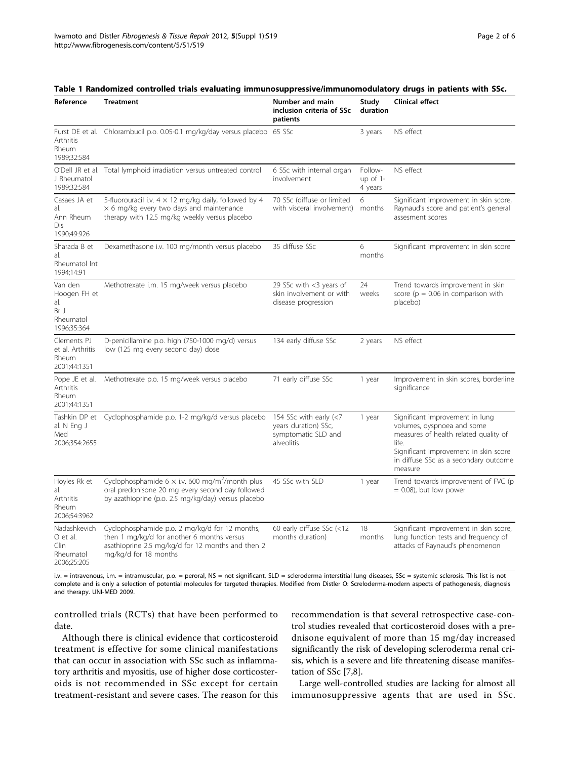**Table 1 Randomized controlled trials evaluating immunosuppressive/immunomodulatory drugs in patients with SSc.**

| Reference | Treatment | Number and main inclusion criteria of SSc patients | Study duration | Clinical effect |
|---|---|---|---|---|
| Furst DE et al. Arthritis Rheum 1989;32:584 | Chlorambucil p.o. 0.05-0.1 mg/kg/day versus placebo | 65 SSc | 3 years | NS effect |
| O'Dell JR et al. J Rheumatol 1989;32:584 | Total lymphoid irradiation versus untreated control | 6 SSc with internal organ involvement | Follow-up of 1-4 years | NS effect |
| Casaes JA et al. Ann Rheum Dis 1990;49:926 | 5-fluorouracil i.v. 4 × 12 mg/kg daily, followed by 4 × 6 mg/kg every two days and maintenance therapy with 12.5 mg/kg weekly versus placebo | 70 SSc (diffuse or limited with visceral involvement) | 6 months | Significant improvement in skin score, Raynaud's score and patient's general assesment scores |
| Sharada B et al. Rheumatol Int 1994;14:91 | Dexamethasone i.v. 100 mg/month versus placebo | 35 diffuse SSc | 6 months | Significant improvement in skin score |
| Van den Hoogen FH et al. Br J Rheumatol 1996;35:364 | Methotrexate i.m. 15 mg/week versus placebo | 29 SSc with <3 years of skin involvement or with disease progression | 24 weeks | Trend towards improvement in skin score (p = 0.06 in comparison with placebo) |
| Clements PJ et al. Arthritis Rheum 2001;44:1351 | D-penicillamine p.o. high (750-1000 mg/d) versus low (125 mg every second day) dose | 134 early diffuse SSc | 2 years | NS effect |
| Pope JE et al. Arthritis Rheum 2001;44:1351 | Methotrexate p.o. 15 mg/week versus placebo | 71 early diffuse SSc | 1 year | Improvement in skin scores, borderline significance |
| Tashkin DP et al. N Eng J Med 2006;354:2655 | Cyclophosphamide p.o. 1-2 mg/kg/d versus placebo | 154 SSc with early (<7 years duration) SSc, symptomatic SLD and alveolitis | 1 year | Significant improvement in lung volumes, dyspnoea and some measures of health related quality of life. Significant improvement in skin score in diffuse SSc as a secondary outcome measure |
| Hoyles Rk et al. Arthritis Rheum 2006;54:3962 | Cyclophosphamide 6 × i.v. 600 mg/m$^2$/month plus oral predonisone 20 mg every second day followed by azathioprine (p.o. 2.5 mg/kg/day) versus placebo | 45 SSc with SLD | 1 year | Trend towards improvement of FVC (p = 0.08), but low power |
| Nadashkevich O et al. Clin Rheumatol 2006;25:205 | Cyclophosphamide p.o. 2 mg/kg/d for 12 months, then 1 mg/kg/d for another 6 months versus asathioprine 2.5 mg/kg/d for 12 months and then 2 mg/kg/d for 18 months | 60 early diffuse SSc (<12 months duration) | 18 months | Significant improvement in skin score, lung function tests and frequency of attacks of Raynaud's phenomenon |

i.v. = intravenous, i.m. = intramuscular, p.o. = peroral, NS = not significant, SLD = scleroderma interstitial lung diseases, SSc = systemic sclerosis. This list is not complete and is only a selection of potential molecules for targeted therapies. Modified from Distler O: Screloderma-modern aspects of pathogenesis, diagnosis and therapy. UNI-MED 2009.

controlled trials (RCTs) that have been performed to date.

Although there is clinical evidence that corticosteroid treatment is effective for some clinical manifestations that can occur in association with SSc such as inflammatory arthritis and myositis, use of higher dose corticosteroids is not recommended in SSc except for certain treatment-resistant and severe cases. The reason for this recommendation is that several retrospective case-control studies revealed that corticosteroid doses with a prednisone equivalent of more than 15 mg/day increased significantly the risk of developing scleroderma renal crisis, which is a severe and life threatening disease manifestation of SSc [7,8].

Large well-controlled studies are lacking for almost all immunosuppressive agents that are used in SSc.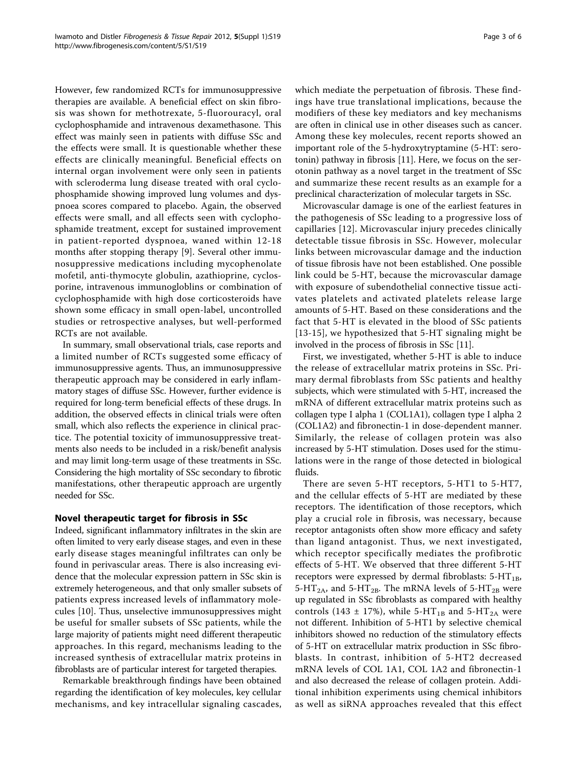However, few randomized RCTs for immunosuppressive therapies are available. A beneficial effect on skin fibrosis was shown for methotrexate, 5-fluorouracyl, oral cyclophosphamide and intravenous dexamethasone. This effect was mainly seen in patients with diffuse SSc and the effects were small. It is questionable whether these effects are clinically meaningful. Beneficial effects on internal organ involvement were only seen in patients with scleroderma lung disease treated with oral cyclophosphamide showing improved lung volumes and dyspnoea scores compared to placebo. Again, the observed effects were small, and all effects seen with cyclophosphamide treatment, except for sustained improvement in patient-reported dyspnoea, waned within 12-18 months after stopping therapy [9]. Several other immunosuppressive medications including mycophenolate mofetil, anti-thymocyte globulin, azathioprine, cyclosporine, intravenous immunoglobins or combination of cyclophosphamide with high dose corticosteroids have shown some efficacy in small open-label, uncontrolled studies or retrospective analyses, but well-performed RCTs are not available.

In summary, small observational trials, case reports and a limited number of RCTs suggested some efficacy of immunosuppressive agents. Thus, an immunosuppressive therapeutic approach may be considered in early inflammatory stages of diffuse SSc. However, further evidence is required for long-term beneficial effects of these drugs. In addition, the observed effects in clinical trials were often small, which also reflects the experience in clinical practice. The potential toxicity of immunosuppressive treatments also needs to be included in a risk/benefit analysis and may limit long-term usage of these treatments in SSc. Considering the high mortality of SSc secondary to fibrotic manifestations, other therapeutic approach are urgently needed for SSc.

## Novel therapeutic target for fibrosis in SSc

Indeed, significant inflammatory infiltrates in the skin are often limited to very early disease stages, and even in these early disease stages meaningful infiltrates can only be found in perivascular areas. There is also increasing evidence that the molecular expression pattern in SSc skin is extremely heterogeneous, and that only smaller subsets of patients express increased levels of inflammatory molecules [10]. Thus, unselective immunosuppressives might be useful for smaller subsets of SSc patients, while the large majority of patients might need different therapeutic approaches. In this regard, mechanisms leading to the increased synthesis of extracellular matrix proteins in fibroblasts are of particular interest for targeted therapies.

Remarkable breakthrough findings have been obtained regarding the identification of key molecules, key cellular mechanisms, and key intracellular signaling cascades, which mediate the perpetuation of fibrosis. These findings have true translational implications, because the modifiers of these key mediators and key mechanisms are often in clinical use in other diseases such as cancer. Among these key molecules, recent reports showed an important role of the 5-hydroxytryptamine (5-HT: serotonin) pathway in fibrosis [11]. Here, we focus on the serotonin pathway as a novel target in the treatment of SSc and summarize these recent results as an example for a preclinical characterization of molecular targets in SSc.

Microvascular damage is one of the earliest features in the pathogenesis of SSc leading to a progressive loss of capillaries [12]. Microvascular injury precedes clinically detectable tissue fibrosis in SSc. However, molecular links between microvascular damage and the induction of tissue fibrosis have not been established. One possible link could be 5-HT, because the microvascular damage with exposure of subendothelial connective tissue activates platelets and activated platelets release large amounts of 5-HT. Based on these considerations and the fact that 5-HT is elevated in the blood of SSc patients [13-15], we hypothesized that 5-HT signaling might be involved in the process of fibrosis in SSc [11].

First, we investigated, whether 5-HT is able to induce the release of extracellular matrix proteins in SSc. Primary dermal fibroblasts from SSc patients and healthy subjects, which were stimulated with 5-HT, increased the mRNA of different extracellular matrix proteins such as collagen type I alpha 1 (COL1A1), collagen type I alpha 2 (COL1A2) and fibronectin-1 in dose-dependent manner. Similarly, the release of collagen protein was also increased by 5-HT stimulation. Doses used for the stimulations were in the range of those detected in biological fluids.

There are seven 5-HT receptors, 5-HT1 to 5-HT7, and the cellular effects of 5-HT are mediated by these receptors. The identification of those receptors, which play a crucial role in fibrosis, was necessary, because receptor antagonists often show more efficacy and safety than ligand antagonist. Thus, we next investigated, which receptor specifically mediates the profibrotic effects of 5-HT. We observed that three different 5-HT receptors were expressed by dermal fibroblasts: $5\text{-HT}_{1B}$, $5\text{-HT}_{2A}$, and $5\text{-HT}_{2B}$. The mRNA levels of $5\text{-HT}_{2B}$ were up regulated in SSc fibroblasts as compared with healthy controls (143 ± 17%), while $5\text{-HT}_{1B}$ and $5\text{-HT}_{2A}$ were not different. Inhibition of 5-HT1 by selective chemical inhibitors showed no reduction of the stimulatory effects of 5-HT on extracellular matrix production in SSc fibroblasts. In contrast, inhibition of 5-HT2 decreased mRNA levels of COL 1A1, COL 1A2 and fibronectin-1 and also decreased the release of collagen protein. Additional inhibition experiments using chemical inhibitors as well as siRNA approaches revealed that this effect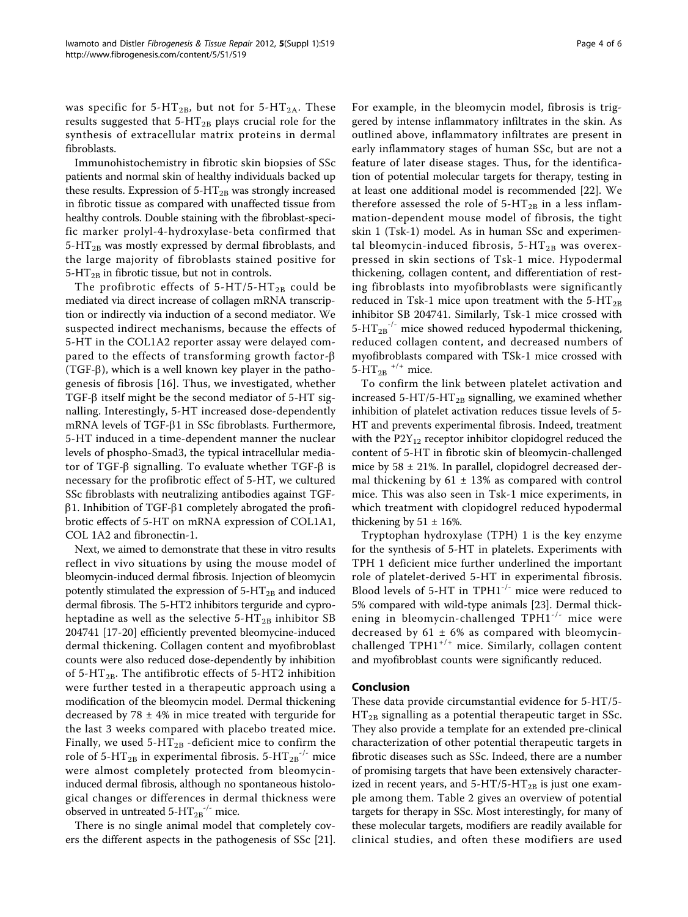was specific for 5-$HT_{2B}$, but not for 5-$HT_{2A}$. These results suggested that 5-$HT_{2B}$ plays crucial role for the synthesis of extracellular matrix proteins in dermal fibroblasts.

Immunohistochemistry in fibrotic skin biopsies of SSc patients and normal skin of healthy individuals backed up these results. Expression of 5-$HT_{2B}$ was strongly increased in fibrotic tissue as compared with unaffected tissue from healthy controls. Double staining with the fibroblast-specific marker prolyl-4-hydroxylase-beta confirmed that 5-$HT_{2B}$ was mostly expressed by dermal fibroblasts, and the large majority of fibroblasts stained positive for 5-$HT_{2B}$ in fibrotic tissue, but not in controls.

The profibrotic effects of 5-HT/5-$HT_{2B}$ could be mediated via direct increase of collagen mRNA transcription or indirectly via induction of a second mediator. We suspected indirect mechanisms, because the effects of 5-HT in the COL1A2 reporter assay were delayed compared to the effects of transforming growth factor-β (TGF-β), which is a well known key player in the pathogenesis of fibrosis [16]. Thus, we investigated, whether TGF-β itself might be the second mediator of 5-HT signalling. Interestingly, 5-HT increased dose-dependently mRNA levels of TGF-β1 in SSc fibroblasts. Furthermore, 5-HT induced in a time-dependent manner the nuclear levels of phospho-Smad3, the typical intracellular mediator of TGF-β signalling. To evaluate whether TGF-β is necessary for the profibrotic effect of 5-HT, we cultured SSc fibroblasts with neutralizing antibodies against TGF-β1. Inhibition of TGF-β1 completely abrogated the profibrotic effects of 5-HT on mRNA expression of COL1A1, COL 1A2 and fibronectin-1.

Next, we aimed to demonstrate that these in vitro results reflect in vivo situations by using the mouse model of bleomycin-induced dermal fibrosis. Injection of bleomycin potently stimulated the expression of 5-$HT_{2B}$ and induced dermal fibrosis. The 5-HT2 inhibitors terguride and cyproheptadine as well as the selective 5-$HT_{2B}$ inhibitor SB 204741 [17-20] efficiently prevented bleomycine-induced dermal thickening. Collagen content and myofibroblast counts were also reduced dose-dependently by inhibition of 5-$HT_{2B}$. The antifibrotic effects of 5-HT2 inhibition were further tested in a therapeutic approach using a modification of the bleomycin model. Dermal thickening decreased by 78 ± 4% in mice treated with terguride for the last 3 weeks compared with placebo treated mice. Finally, we used 5-$HT_{2B}$ -deficient mice to confirm the role of 5-$HT_{2B}$ in experimental fibrosis. 5-$HT_{2B}^{-/-}$ mice were almost completely protected from bleomycin-induced dermal fibrosis, although no spontaneous histological changes or differences in dermal thickness were observed in untreated 5-$HT_{2B}^{-/-}$ mice.

There is no single animal model that completely covers the different aspects in the pathogenesis of SSc [21]. For example, in the bleomycin model, fibrosis is triggered by intense inflammatory infiltrates in the skin. As outlined above, inflammatory infiltrates are present in early inflammatory stages of human SSc, but are not a feature of later disease stages. Thus, for the identification of potential molecular targets for therapy, testing in at least one additional model is recommended [22]. We therefore assessed the role of 5-$HT_{2B}$ in a less inflammation-dependent mouse model of fibrosis, the tight skin 1 (Tsk-1) model. As in human SSc and experimental bleomycin-induced fibrosis, 5-$HT_{2B}$ was overexpressed in skin sections of Tsk-1 mice. Hypodermal thickening, collagen content, and differentiation of resting fibroblasts into myofibroblasts were significantly reduced in Tsk-1 mice upon treatment with the 5-$HT_{2B}$ inhibitor SB 204741. Similarly, Tsk-1 mice crossed with 5-$HT_{2B}^{-/-}$ mice showed reduced hypodermal thickening, reduced collagen content, and decreased numbers of myofibroblasts compared with TSk-1 mice crossed with 5-$HT_{2B}^{+/+}$ mice.

To confirm the link between platelet activation and increased 5-HT/5-$HT_{2B}$ signalling, we examined whether inhibition of platelet activation reduces tissue levels of 5-HT and prevents experimental fibrosis. Indeed, treatment with the $P2Y_{12}$ receptor inhibitor clopidogrel reduced the content of 5-HT in fibrotic skin of bleomycin-challenged mice by 58 ± 21%. In parallel, clopidogrel decreased dermal thickening by 61 ± 13% as compared with control mice. This was also seen in Tsk-1 mice experiments, in which treatment with clopidogrel reduced hypodermal thickening by 51 ± 16%.

Tryptophan hydroxylase (TPH) 1 is the key enzyme for the synthesis of 5-HT in platelets. Experiments with TPH 1 deficient mice further underlined the important role of platelet-derived 5-HT in experimental fibrosis. Blood levels of 5-HT in $TPH1^{-/-}$ mice were reduced to 5% compared with wild-type animals [23]. Dermal thickening in bleomycin-challenged $TPH1^{-/-}$ mice were decreased by 61 ± 6% as compared with bleomycin-challenged $TPH1^{+/+}$ mice. Similarly, collagen content and myofibroblast counts were significantly reduced.

## Conclusion

These data provide circumstantial evidence for 5-HT/5-$HT_{2B}$ signalling as a potential therapeutic target in SSc. They also provide a template for an extended pre-clinical characterization of other potential therapeutic targets in fibrotic diseases such as SSc. Indeed, there are a number of promising targets that have been extensively characterized in recent years, and 5-HT/5-$HT_{2B}$ is just one example among them. Table 2 gives an overview of potential targets for therapy in SSc. Most interestingly, for many of these molecular targets, modifiers are readily available for clinical studies, and often these modifiers are used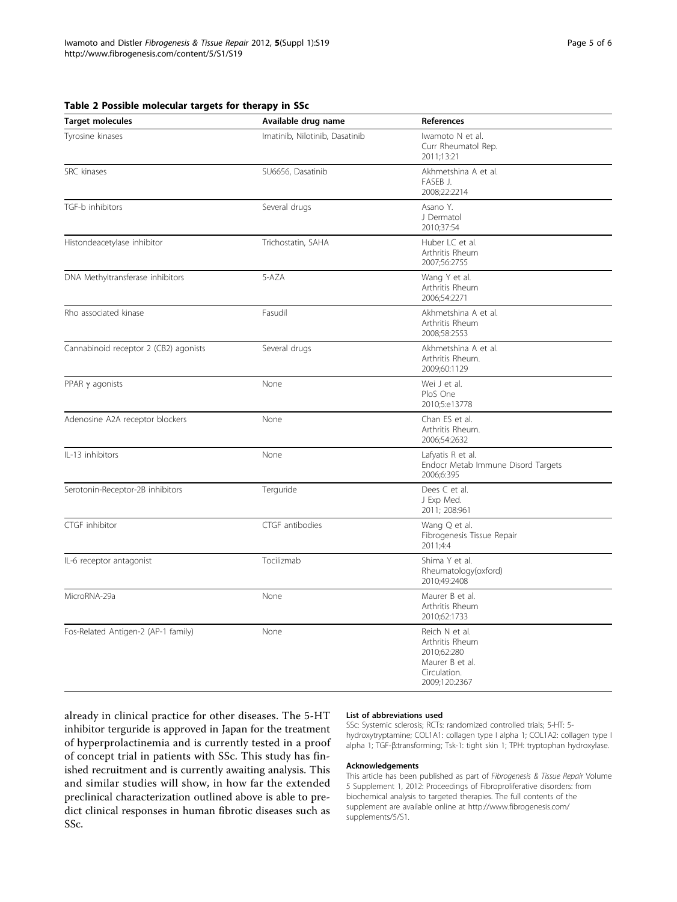**Table 2 Possible molecular targets for therapy in SSc**

| Target molecules | Available drug name | References |
|---|---|---|
| Tyrosine kinases | Imatinib, Nilotinib, Dasatinib | Iwamoto N et al. Curr Rheumatol Rep. 2011;13:21 |
| SRC kinases | SU6656, Dasatinib | Akhmetshina A et al. FASEB J. 2008;22:2214 |
| TGF-b inhibitors | Several drugs | Asano Y. J Dermatol 2010;37:54 |
| Histondeacetylase inhibitor | Trichostatin, SAHA | Huber LC et al. Arthritis Rheum 2007;56:2755 |
| DNA Methyltransferase inhibitors | 5-AZA | Wang Y et al. Arthritis Rheum 2006;54:2271 |
| Rho associated kinase | Fasudil | Akhmetshina A et al. Arthritis Rheum 2008;58:2553 |
| Cannabinoid receptor 2 (CB2) agonists | Several drugs | Akhmetshina A et al. Arthritis Rheum. 2009;60:1129 |
| PPAR γ agonists | None | Wei J et al. PloS One 2010;5:e13778 |
| Adenosine A2A receptor blockers | None | Chan ES et al. Arthritis Rheum. 2006;54:2632 |
| IL-13 inhibitors | None | Lafyatis R et al. Endocr Metab Immune Disord Targets 2006;6:395 |
| Serotonin-Receptor-2B inhibitors | Terguride | Dees C et al. J Exp Med. 2011; 208:961 |
| CTGF inhibitor | CTGF antibodies | Wang Q et al. Fibrogenesis Tissue Repair 2011;4:4 |
| IL-6 receptor antagonist | Tocilizmab | Shima Y et al. Rheumatology(oxford) 2010;49:2408 |
| MicroRNA-29a | None | Maurer B et al. Arthritis Rheum 2010;62:1733 |
| Fos-Related Antigen-2 (AP-1 family) | None | Reich N et al. Arthritis Rheum 2010;62:280 Maurer B et al. Circulation. 2009;120:2367 |

already in clinical practice for other diseases. The 5-HT inhibitor terguride is approved in Japan for the treatment of hyperprolactinemia and is currently tested in a proof of concept trial in patients with SSc. This study has finished recruitment and is currently awaiting analysis. This and similar studies will show, in how far the extended preclinical characterization outlined above is able to predict clinical responses in human fibrotic diseases such as SSc.

#### List of abbreviations used

SSc: Systemic sclerosis; RCTs: randomized controlled trials; 5-HT: 5-hydroxytryptamine; COL1A1: collagen type I alpha 1; COL1A2: collagen type I alpha 1; TGF-β:transforming; Tsk-1: tight skin 1; TPH: tryptophan hydroxylase.

#### Acknowledgements

This article has been published as part of *Fibrogenesis & Tissue Repair* Volume 5 Supplement 1, 2012: Proceedings of Fibroproliferative disorders: from biochemical analysis to targeted therapies. The full contents of the supplement are available online at http://www.fibrogenesis.com/supplements/5/S1.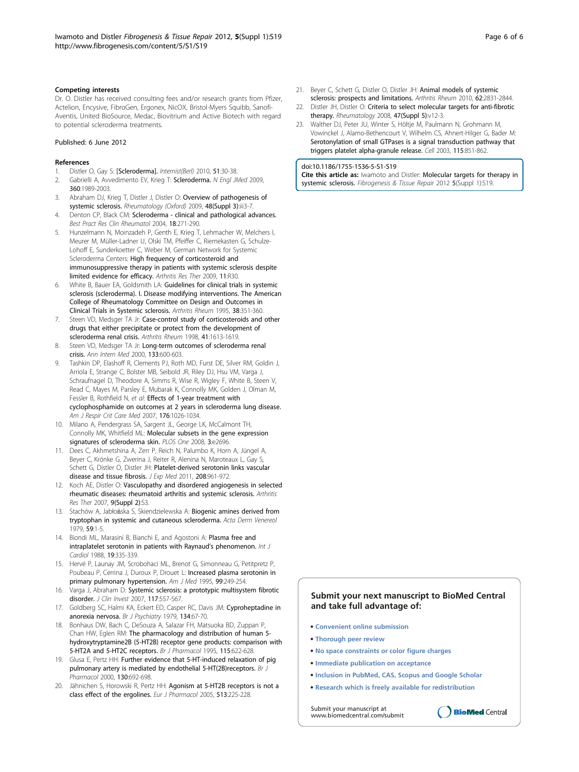### Competing interests

Dr. O. Distler has received consulting fees and/or research grants from Pfizer, Actelion, Encysive, FibroGen, Ergonex, NicOX, Bristol-Myers Squibb, Sanofi-Aventis, United BioSource, Medac, Biovitrium and Active Biotech with regard to potential scleroderma treatments.

Published: 6 June 2012

### References

1. Distler O, Gay S: [Scleroderma]. *Internist(Berl)* 2010, **51**:30-38.
2. Gabrielli A, Avvedimento EV, Krieg T: **Scleroderma.** *N Engl JMed* 2009, **360**:1989-2003.
3. Abraham DJ, Krieg T, Distler J, Distler O: **Overview of pathogenesis of systemic sclerosis.** *Rheumatology (Oxford)* 2009, **48(Suppl 3)**:iii3-7.
4. Denton CP, Black CM: **Scleroderma - clinical and pathological advances.** *Best Pract Res Clin Rheumatol* 2004, **18**:271-290.
5. Hunzelmann N, Moinzadeh P, Genth E, Krieg T, Lehmacher W, Melchers I, Meurer M, Müller-Ladner U, Olski TM, Pfeiffer C, Riemekasten G, Schulze-Lohoff E, Sunderkoetter C, Weber M, German Network for Systemic Scleroderma Centers: **High frequency of corticosteroid and immunosuppressive therapy in patients with systemic sclerosis despite limited evidence for efficacy.** *Arthritis Res Ther* 2009, **11**:R30.
6. White B, Bauer EA, Goldsmith LA: **Guidelines for clinical trials in systemic sclerosis (scleroderma). I. Disease modifying interventions. The American College of Rheumatology Committee on Design and Outcomes in Clinical Trials in Systemic sclerosis.** *Arthritis Rheum* 1995, **38**:351-360.
7. Steen VD, Medsger TA Jr: **Case-control study of corticosteroids and other drugs that either precipitate or protect from the development of scleroderma renal crisis.** *Arthritis Rheum* 1998, **41**:1613-1619.
8. Steen VD, Medsger TA Jr: **Long-term outcomes of scleroderma renal crisis.** *Ann Intern Med* 2000, **133**:600-603.
9. Tashkin DP, Elashoff R, Clements PJ, Roth MD, Furst DE, Silver RM, Goldin J, Arriola E, Strange C, Bolster MB, Seibold JR, Riley DJ, Hsu VM, Varga J, Schraufnagel D, Theodore A, Simms R, Wise R, Wigley F, White B, Steen V, Read C, Mayes M, Parsley E, Mubarak K, Connolly MK, Golden J, Olman M, Fessler B, Rothfield N, *et al*: **Effects of 1-year treatment with cyclophosphamide on outcomes at 2 years in scleroderma lung disease.** *Am J Respir Crit Care Med* 2007, **176**:1026-1034.
10. Milano A, Pendergrass SA, Sargent JL, George LK, McCalmont TH, Connolly MK, Whitfield ML: **Molecular subsets in the gene expression signatures of scleroderma skin.** *PLOS One* 2008, **3**:e2696.
11. Dees C, Akhmetshina A, Zerr P, Reich N, Palumbo K, Horn A, Jüngel A, Beyer C, Krönke G, Zwerina J, Reiter R, Alenina N, Maroteaux L, Gay S, Schett G, Distler O, Distler JH: **Platelet-derived serotonin links vascular disease and tissue fibrosis.** *J Exp Med* 2011, **208**:961-972.
12. Koch AE, Distler O: **Vasculopathy and disordered angiogenesis in selected rheumatic diseases: rheumatoid arthritis and systemic sclerosis.** *Arthritis Res Ther* 2007, **9(Suppl 2)**:S3.
13. Stachów A, Jabłońska S, Skiendzielewska A: **Biogenic amines derived from tryptophan in systemic and cutaneous scleroderma.** *Acta Derm Venereol* 1979, **59**:1-5.
14. Biondi ML, Marasini B, Bianchi E, and Agostoni A: **Plasma free and intraplatelet serotonin in patients with Raynaud's phenomenon.** *Int J Cardiol* 1988, **19**:335-339.
15. Hervé P, Launay JM, Scrobohaci ML, Brenot G, Simonneau G, Petitpretz P, Poubeau P, Cerrina J, Duroux P, Drouet L: **Increased plasma serotonin in primary pulmonary hypertension.** *Am J Med* 1995, **99**:249-254.
16. Varga J, Abraham D: **Systemic sclerosis: a prototypic multisystem fibrotic disorder.** *J Clin Invest* 2007, **117**:557-567.
17. Goldberg SC, Halmi KA, Eckert ED, Casper RC, Davis JM: **Cyproheptadine in anorexia nervosa.** *Br J Psychiatry* 1979, **134**:67-70.
18. Bonhaus DW, Bach C, DeSouza A, Salazar FH, Matsuoka BD, Zuppan P, Chan HW, Eglen RM: **The pharmacology and distribution of human 5-hydroxytryptamine2B (5-HT2B) receptor gene products: comparison with 5-HT2A and 5-HT2C receptors.** *Br J Pharmacol* 1995, **115**:622-628.
19. Glusa E, Pertz HH: **Further evidence that 5-HT-induced relaxation of pig pulmonary artery is mediated by endothelial 5-HT(2B)receptors.** *Br J Pharmacol* 2000, **130**:692-698.
20. Jähnichen S, Horowski R, Pertz HH: **Agonism at 5-HT2B receptors is not a class effect of the ergolines.** *Eur J Pharmacol* 2005, **513**:225-228.
21. Beyer C, Schett G, Distler O, Distler JH: **Animal models of systemic sclerosis: prospects and limitations.** *Arthritis Rheum* 2010, **62**:2831-2844.
22. Distler JH, Distler O: **Criteria to select molecular targets for anti-fibrotic therapy.** *Rheumatology* 2008, **47(Suppl 5)**:v12-3.
23. Walther DJ, Peter JU, Winter S, Höltje M, Paulmann N, Grohmann M, Vowinckel J, Alamo-Bethencourt V, Wilhelm CS, Ahnert-Hilger G, Bader M: **Serotonylation of small GTPases is a signal transduction pathway that triggers platelet alpha-granule release.** *Cell* 2003, **115**:851-862.

doi:10.1186/1755-1536-5-S1-S19

**Cite this article as:** Iwamoto and Distler: **Molecular targets for therapy in systemic sclerosis.** *Fibrogenesis & Tissue Repair* 2012 **5**(Suppl 1):S19.

**Submit your next manuscript to BioMed Central and take full advantage of:**

- **Convenient online submission**
- **Thorough peer review**
- **No space constraints or color figure charges**
- **Immediate publication on acceptance**
- **Inclusion in PubMed, CAS, Scopus and Google Scholar**
- **Research which is freely available for redistribution**

Submit your manuscript at
www.biomedcentral.com/submit

BioMed Central